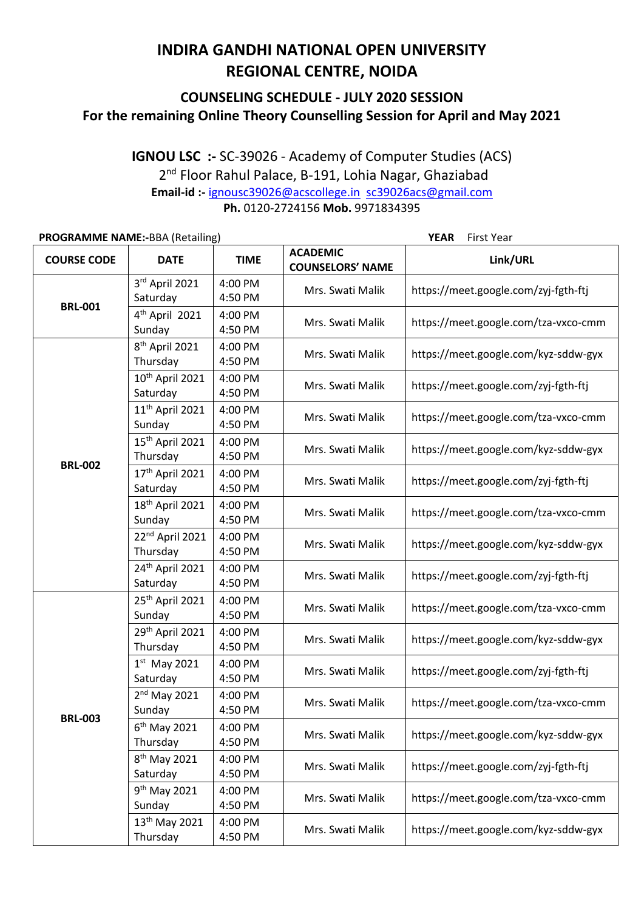# INDIRA GANDHI NATIONAL OPEN UNIVERSITY
# REGIONAL CENTRE, NOIDA

## COUNSELING SCHEDULE - JULY 2020 SESSION
## For the remaining Online Theory Counselling Session for April and May 2021

**IGNOU LSC :-** SC-39026 - Academy of Computer Studies (ACS)
2nd Floor Rahul Palace, B-191, Lohia Nagar, Ghaziabad
**Email-id :-** ignousc39026@acscollege.in sc39026acs@gmail.com
**Ph.** 0120-2724156 **Mob.** 9971834395

**PROGRAMME NAME:-**BBA (Retailing) **YEAR** First Year

| COURSE CODE | DATE | TIME | ACADEMIC COUNSELORS' NAME | Link/URL |
|---|---|---|---|---|
| **BRL-001** | 3rd April 2021 Saturday | 4:00 PM 4:50 PM | Mrs. Swati Malik | https://meet.google.com/zyj-fgth-ftj |
| | 4th April 2021 Sunday | 4:00 PM 4:50 PM | Mrs. Swati Malik | https://meet.google.com/tza-vxco-cmm |
| **BRL-002** | 8th April 2021 Thursday | 4:00 PM 4:50 PM | Mrs. Swati Malik | https://meet.google.com/kyz-sddw-gyx |
| | 10th April 2021 Saturday | 4:00 PM 4:50 PM | Mrs. Swati Malik | https://meet.google.com/zyj-fgth-ftj |
| | 11th April 2021 Sunday | 4:00 PM 4:50 PM | Mrs. Swati Malik | https://meet.google.com/tza-vxco-cmm |
| | 15th April 2021 Thursday | 4:00 PM 4:50 PM | Mrs. Swati Malik | https://meet.google.com/kyz-sddw-gyx |
| | 17th April 2021 Saturday | 4:00 PM 4:50 PM | Mrs. Swati Malik | https://meet.google.com/zyj-fgth-ftj |
| | 18th April 2021 Sunday | 4:00 PM 4:50 PM | Mrs. Swati Malik | https://meet.google.com/tza-vxco-cmm |
| | 22nd April 2021 Thursday | 4:00 PM 4:50 PM | Mrs. Swati Malik | https://meet.google.com/kyz-sddw-gyx |
| | 24th April 2021 Saturday | 4:00 PM 4:50 PM | Mrs. Swati Malik | https://meet.google.com/zyj-fgth-ftj |
| **BRL-003** | 25th April 2021 Sunday | 4:00 PM 4:50 PM | Mrs. Swati Malik | https://meet.google.com/tza-vxco-cmm |
| | 29th April 2021 Thursday | 4:00 PM 4:50 PM | Mrs. Swati Malik | https://meet.google.com/kyz-sddw-gyx |
| | 1st May 2021 Saturday | 4:00 PM 4:50 PM | Mrs. Swati Malik | https://meet.google.com/zyj-fgth-ftj |
| | 2nd May 2021 Sunday | 4:00 PM 4:50 PM | Mrs. Swati Malik | https://meet.google.com/tza-vxco-cmm |
| | 6th May 2021 Thursday | 4:00 PM 4:50 PM | Mrs. Swati Malik | https://meet.google.com/kyz-sddw-gyx |
| | 8th May 2021 Saturday | 4:00 PM 4:50 PM | Mrs. Swati Malik | https://meet.google.com/zyj-fgth-ftj |
| | 9th May 2021 Sunday | 4:00 PM 4:50 PM | Mrs. Swati Malik | https://meet.google.com/tza-vxco-cmm |
| | 13th May 2021 Thursday | 4:00 PM 4:50 PM | Mrs. Swati Malik | https://meet.google.com/kyz-sddw-gyx |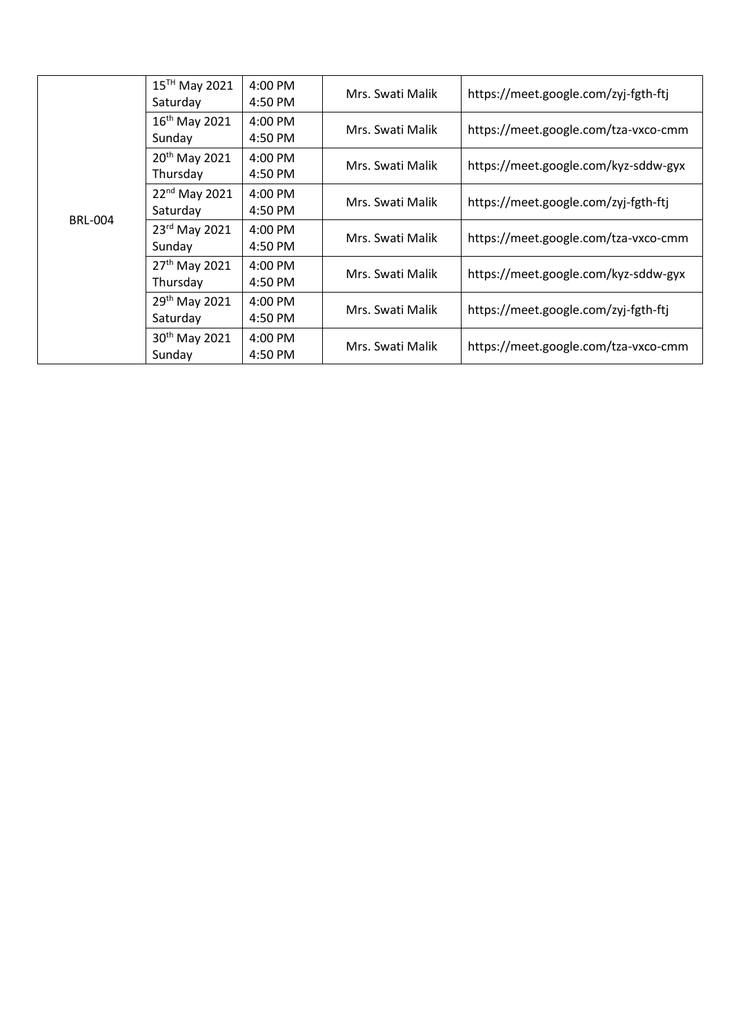| | | | | |
|---|---|---|---|---|
| BRL-004 | 15TH May 2021 Saturday | 4:00 PM 4:50 PM | Mrs. Swati Malik | https://meet.google.com/zyj-fgth-ftj |
| | 16th May 2021 Sunday | 4:00 PM 4:50 PM | Mrs. Swati Malik | https://meet.google.com/tza-vxco-cmm |
| | 20th May 2021 Thursday | 4:00 PM 4:50 PM | Mrs. Swati Malik | https://meet.google.com/kyz-sddw-gyx |
| | 22nd May 2021 Saturday | 4:00 PM 4:50 PM | Mrs. Swati Malik | https://meet.google.com/zyj-fgth-ftj |
| | 23rd May 2021 Sunday | 4:00 PM 4:50 PM | Mrs. Swati Malik | https://meet.google.com/tza-vxco-cmm |
| | 27th May 2021 Thursday | 4:00 PM 4:50 PM | Mrs. Swati Malik | https://meet.google.com/kyz-sddw-gyx |
| | 29th May 2021 Saturday | 4:00 PM 4:50 PM | Mrs. Swati Malik | https://meet.google.com/zyj-fgth-ftj |
| | 30th May 2021 Sunday | 4:00 PM 4:50 PM | Mrs. Swati Malik | https://meet.google.com/tza-vxco-cmm |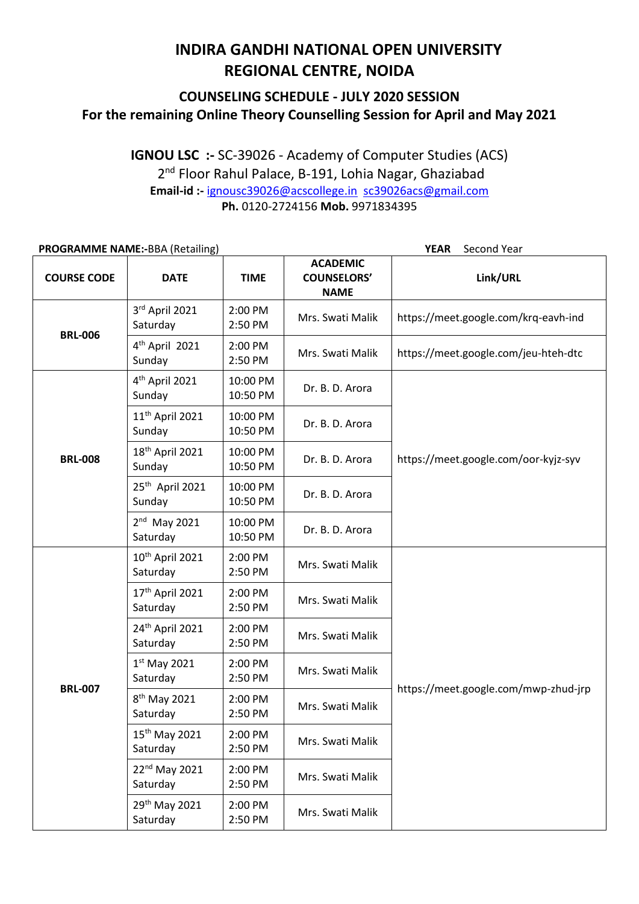# INDIRA GANDHI NATIONAL OPEN UNIVERSITY
# REGIONAL CENTRE, NOIDA

## COUNSELING SCHEDULE - JULY 2020 SESSION
## For the remaining Online Theory Counselling Session for April and May 2021

**IGNOU LSC :-** SC-39026 - Academy of Computer Studies (ACS)
2nd Floor Rahul Palace, B-191, Lohia Nagar, Ghaziabad
**Email-id :-** ignousc39026@acscollege.in sc39026acs@gmail.com
**Ph.** 0120-2724156 **Mob.** 9971834395

**PROGRAMME NAME:-**BBA (Retailing) **YEAR** Second Year

| COURSE CODE | DATE | TIME | ACADEMIC COUNSELORS' NAME | Link/URL |
|---|---|---|---|---|
| BRL-006 | 3rd April 2021 Saturday | 2:00 PM 2:50 PM | Mrs. Swati Malik | https://meet.google.com/krq-eavh-ind |
| | 4th April 2021 Sunday | 2:00 PM 2:50 PM | Mrs. Swati Malik | https://meet.google.com/jeu-hteh-dtc |
| BRL-008 | 4th April 2021 Sunday | 10:00 PM 10:50 PM | Dr. B. D. Arora | https://meet.google.com/oor-kyjz-syv |
| | 11th April 2021 Sunday | 10:00 PM 10:50 PM | Dr. B. D. Arora | |
| | 18th April 2021 Sunday | 10:00 PM 10:50 PM | Dr. B. D. Arora | |
| | 25th April 2021 Sunday | 10:00 PM 10:50 PM | Dr. B. D. Arora | |
| | 2nd May 2021 Saturday | 10:00 PM 10:50 PM | Dr. B. D. Arora | |
| BRL-007 | 10th April 2021 Saturday | 2:00 PM 2:50 PM | Mrs. Swati Malik | https://meet.google.com/mwp-zhud-jrp |
| | 17th April 2021 Saturday | 2:00 PM 2:50 PM | Mrs. Swati Malik | |
| | 24th April 2021 Saturday | 2:00 PM 2:50 PM | Mrs. Swati Malik | |
| | 1st May 2021 Saturday | 2:00 PM 2:50 PM | Mrs. Swati Malik | |
| | 8th May 2021 Saturday | 2:00 PM 2:50 PM | Mrs. Swati Malik | |
| | 15th May 2021 Saturday | 2:00 PM 2:50 PM | Mrs. Swati Malik | |
| | 22nd May 2021 Saturday | 2:00 PM 2:50 PM | Mrs. Swati Malik | |
| | 29th May 2021 Saturday | 2:00 PM 2:50 PM | Mrs. Swati Malik | |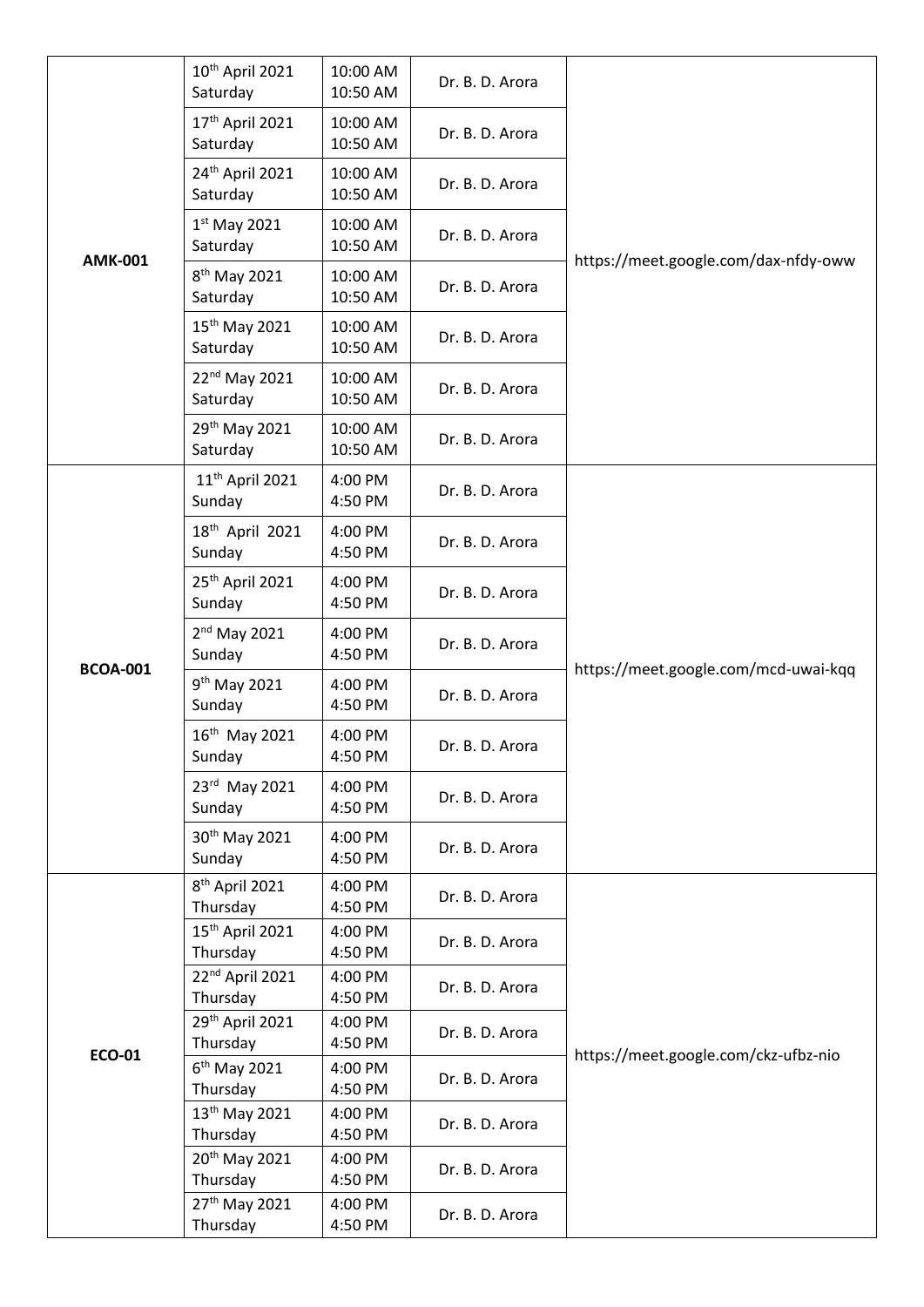| | | | | |
|---|---|---|---|---|
| **AMK-001** | 10th April 2021 Saturday | 10:00 AM 10:50 AM | Dr. B. D. Arora | https://meet.google.com/dax-nfdy-oww |
| | 17th April 2021 Saturday | 10:00 AM 10:50 AM | Dr. B. D. Arora | |
| | 24th April 2021 Saturday | 10:00 AM 10:50 AM | Dr. B. D. Arora | |
| | 1st May 2021 Saturday | 10:00 AM 10:50 AM | Dr. B. D. Arora | |
| | 8th May 2021 Saturday | 10:00 AM 10:50 AM | Dr. B. D. Arora | |
| | 15th May 2021 Saturday | 10:00 AM 10:50 AM | Dr. B. D. Arora | |
| | 22nd May 2021 Saturday | 10:00 AM 10:50 AM | Dr. B. D. Arora | |
| | 29th May 2021 Saturday | 10:00 AM 10:50 AM | Dr. B. D. Arora | |
| **BCOA-001** | 11th April 2021 Sunday | 4:00 PM 4:50 PM | Dr. B. D. Arora | https://meet.google.com/mcd-uwai-kqq |
| | 18th April 2021 Sunday | 4:00 PM 4:50 PM | Dr. B. D. Arora | |
| | 25th April 2021 Sunday | 4:00 PM 4:50 PM | Dr. B. D. Arora | |
| | 2nd May 2021 Sunday | 4:00 PM 4:50 PM | Dr. B. D. Arora | |
| | 9th May 2021 Sunday | 4:00 PM 4:50 PM | Dr. B. D. Arora | |
| | 16th May 2021 Sunday | 4:00 PM 4:50 PM | Dr. B. D. Arora | |
| | 23rd May 2021 Sunday | 4:00 PM 4:50 PM | Dr. B. D. Arora | |
| | 30th May 2021 Sunday | 4:00 PM 4:50 PM | Dr. B. D. Arora | |
| **ECO-01** | 8th April 2021 Thursday | 4:00 PM 4:50 PM | Dr. B. D. Arora | https://meet.google.com/ckz-ufbz-nio |
| | 15th April 2021 Thursday | 4:00 PM 4:50 PM | Dr. B. D. Arora | |
| | 22nd April 2021 Thursday | 4:00 PM 4:50 PM | Dr. B. D. Arora | |
| | 29th April 2021 Thursday | 4:00 PM 4:50 PM | Dr. B. D. Arora | |
| | 6th May 2021 Thursday | 4:00 PM 4:50 PM | Dr. B. D. Arora | |
| | 13th May 2021 Thursday | 4:00 PM 4:50 PM | Dr. B. D. Arora | |
| | 20th May 2021 Thursday | 4:00 PM 4:50 PM | Dr. B. D. Arora | |
| | 27th May 2021 Thursday | 4:00 PM 4:50 PM | Dr. B. D. Arora | |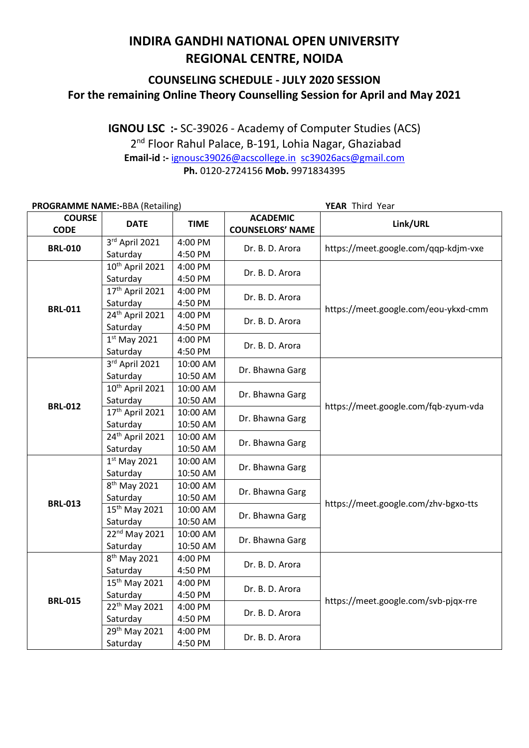# INDIRA GANDHI NATIONAL OPEN UNIVERSITY
# REGIONAL CENTRE, NOIDA

## COUNSELING SCHEDULE - JULY 2020 SESSION
## For the remaining Online Theory Counselling Session for April and May 2021

**IGNOU LSC :-** SC-39026 - Academy of Computer Studies (ACS)
2nd Floor Rahul Palace, B-191, Lohia Nagar, Ghaziabad
**Email-id :-** ignousc39026@acscollege.in sc39026acs@gmail.com
**Ph.** 0120-2724156 **Mob.** 9971834395

**PROGRAMME NAME:-**BBA (Retailing) **YEAR** Third Year

| COURSE CODE | DATE | TIME | ACADEMIC COUNSELORS' NAME | Link/URL |
|---|---|---|---|---|
| **BRL-010** | 3rd April 2021 Saturday | 4:00 PM 4:50 PM | Dr. B. D. Arora | https://meet.google.com/qqp-kdjm-vxe |
| **BRL-011** | 10th April 2021 Saturday | 4:00 PM 4:50 PM | Dr. B. D. Arora | https://meet.google.com/eou-ykxd-cmm |
| | 17th April 2021 Saturday | 4:00 PM 4:50 PM | Dr. B. D. Arora | |
| | 24th April 2021 Saturday | 4:00 PM 4:50 PM | Dr. B. D. Arora | |
| | 1st May 2021 Saturday | 4:00 PM 4:50 PM | Dr. B. D. Arora | |
| **BRL-012** | 3rd April 2021 Saturday | 10:00 AM 10:50 AM | Dr. Bhawna Garg | https://meet.google.com/fqb-zyum-vda |
| | 10th April 2021 Saturday | 10:00 AM 10:50 AM | Dr. Bhawna Garg | |
| | 17th April 2021 Saturday | 10:00 AM 10:50 AM | Dr. Bhawna Garg | |
| | 24th April 2021 Saturday | 10:00 AM 10:50 AM | Dr. Bhawna Garg | |
| **BRL-013** | 1st May 2021 Saturday | 10:00 AM 10:50 AM | Dr. Bhawna Garg | https://meet.google.com/zhv-bgxo-tts |
| | 8th May 2021 Saturday | 10:00 AM 10:50 AM | Dr. Bhawna Garg | |
| | 15th May 2021 Saturday | 10:00 AM 10:50 AM | Dr. Bhawna Garg | |
| | 22nd May 2021 Saturday | 10:00 AM 10:50 AM | Dr. Bhawna Garg | |
| **BRL-015** | 8th May 2021 Saturday | 4:00 PM 4:50 PM | Dr. B. D. Arora | https://meet.google.com/svb-pjqx-rre |
| | 15th May 2021 Saturday | 4:00 PM 4:50 PM | Dr. B. D. Arora | |
| | 22nd May 2021 Saturday | 4:00 PM 4:50 PM | Dr. B. D. Arora | |
| | 29th May 2021 Saturday | 4:00 PM 4:50 PM | Dr. B. D. Arora | |